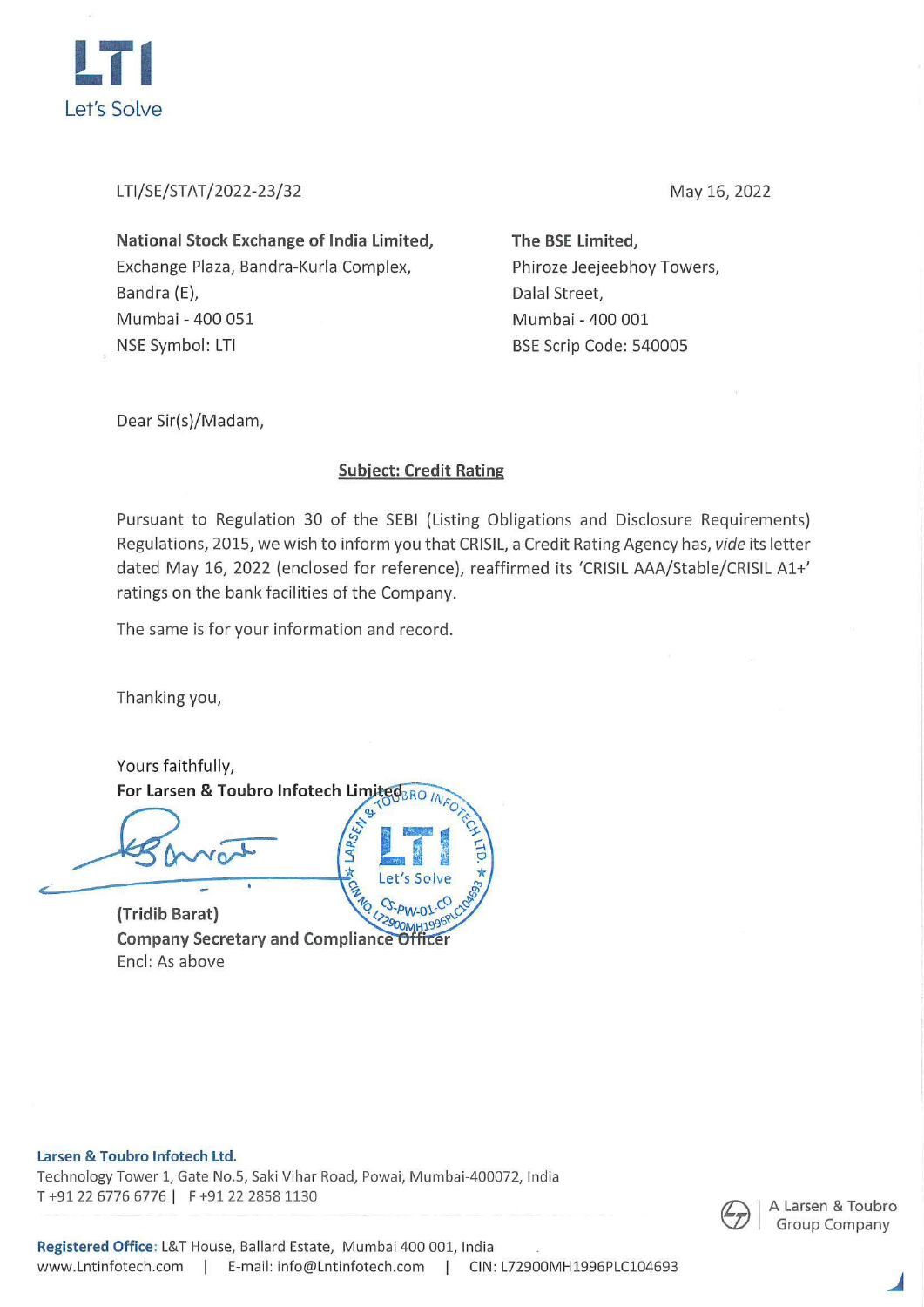LTI
Let's Solve

LTI/SE/STAT/2022-23/32

May 16, 2022

**National Stock Exchange of India Limited,**
Exchange Plaza, Bandra-Kurla Complex,
Bandra (E),
Mumbai - 400 051
NSE Symbol: LTI

**The BSE Limited,**
Phiroze Jeejeebhoy Towers,
Dalal Street,
Mumbai - 400 001
BSE Scrip Code: 540005

Dear Sir(s)/Madam,

**Subject: Credit Rating**

Pursuant to Regulation 30 of the SEBI (Listing Obligations and Disclosure Requirements) Regulations, 2015, we wish to inform you that CRISIL, a Credit Rating Agency has, *vide* its letter dated May 16, 2022 (enclosed for reference), reaffirmed its 'CRISIL AAA/Stable/CRISIL A1+' ratings on the bank facilities of the Company.

The same is for your information and record.

Thanking you,

Yours faithfully,
**For Larsen & Toubro Infotech Limited**

**(Tridib Barat)**
**Company Secretary and Compliance Officer**
Encl: As above

**Larsen & Toubro Infotech Ltd.**
Technology Tower 1, Gate No.5, Saki Vihar Road, Powai, Mumbai-400072, India
T +91 22 6776 6776 | F +91 22 2858 1130

**Registered Office:** L&T House, Ballard Estate, Mumbai 400 001, India
www.Lntinfotech.com | E-mail: info@Lntinfotech.com | CIN: L72900MH1996PLC104693

A Larsen & Toubro Group Company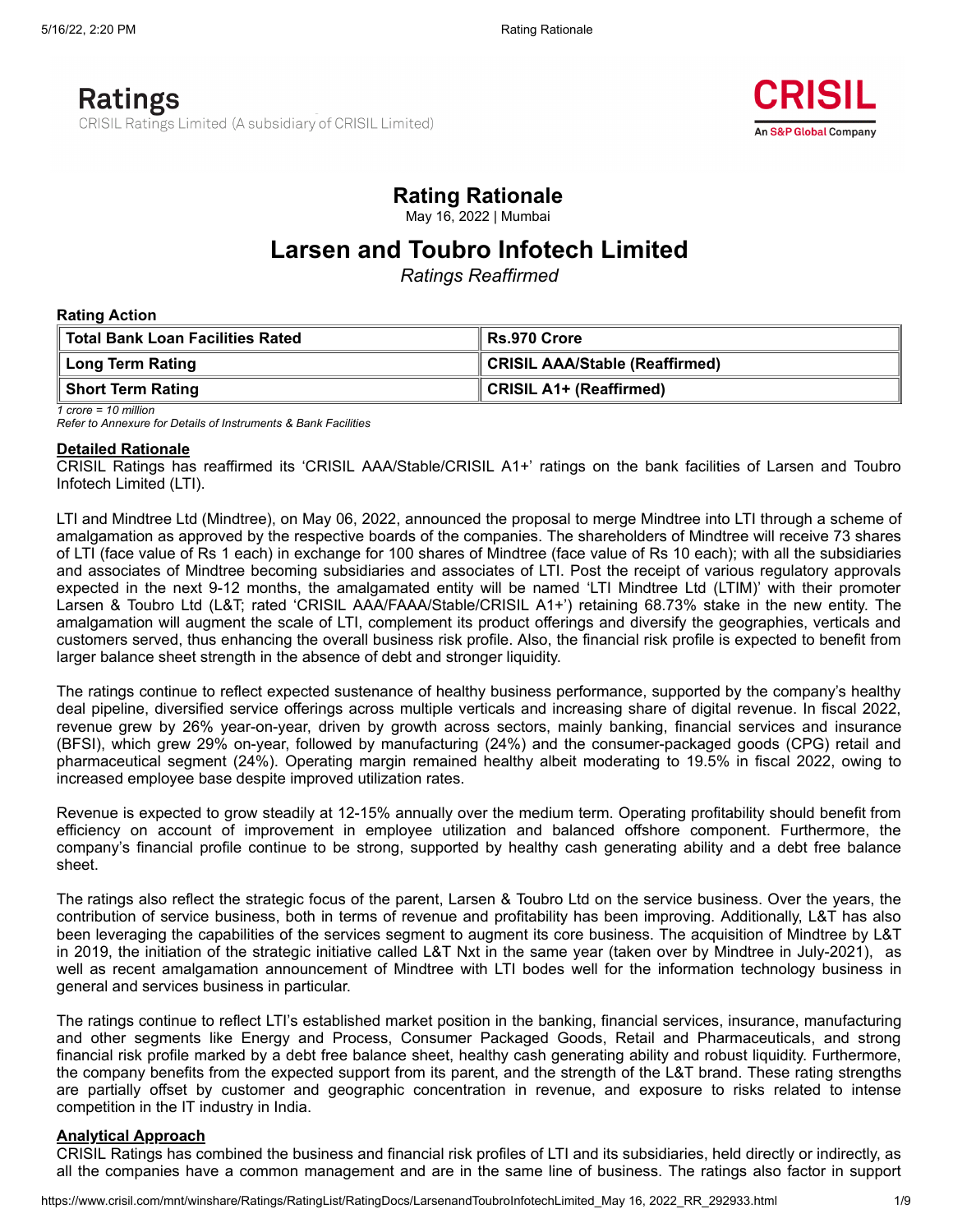Ratings

CRISIL Ratings Limited (A subsidiary of CRISIL Limited)

CRISIL
An S&P Global Company

# Rating Rationale

May 16, 2022 | Mumbai

# Larsen and Toubro Infotech Limited

*Ratings Reaffirmed*

**Rating Action**

| Total Bank Loan Facilities Rated | Rs.970 Crore |
|---|---|
| **Long Term Rating** | **CRISIL AAA/Stable (Reaffirmed)** |
| **Short Term Rating** | **CRISIL A1+ (Reaffirmed)** |

*1 crore = 10 million*
*Refer to Annexure for Details of Instruments & Bank Facilities*

**Detailed Rationale**

CRISIL Ratings has reaffirmed its 'CRISIL AAA/Stable/CRISIL A1+' ratings on the bank facilities of Larsen and Toubro Infotech Limited (LTI).

LTI and Mindtree Ltd (Mindtree), on May 06, 2022, announced the proposal to merge Mindtree into LTI through a scheme of amalgamation as approved by the respective boards of the companies. The shareholders of Mindtree will receive 73 shares of LTI (face value of Rs 1 each) in exchange for 100 shares of Mindtree (face value of Rs 10 each); with all the subsidiaries and associates of Mindtree becoming subsidiaries and associates of LTI. Post the receipt of various regulatory approvals expected in the next 9-12 months, the amalgamated entity will be named 'LTI Mindtree Ltd (LTIM)' with their promoter Larsen & Toubro Ltd (L&T; rated 'CRISIL AAA/FAAA/Stable/CRISIL A1+') retaining 68.73% stake in the new entity. The amalgamation will augment the scale of LTI, complement its product offerings and diversify the geographies, verticals and customers served, thus enhancing the overall business risk profile. Also, the financial risk profile is expected to benefit from larger balance sheet strength in the absence of debt and stronger liquidity.

The ratings continue to reflect expected sustenance of healthy business performance, supported by the company's healthy deal pipeline, diversified service offerings across multiple verticals and increasing share of digital revenue. In fiscal 2022, revenue grew by 26% year-on-year, driven by growth across sectors, mainly banking, financial services and insurance (BFSI), which grew 29% on-year, followed by manufacturing (24%) and the consumer-packaged goods (CPG) retail and pharmaceutical segment (24%). Operating margin remained healthy albeit moderating to 19.5% in fiscal 2022, owing to increased employee base despite improved utilization rates.

Revenue is expected to grow steadily at 12-15% annually over the medium term. Operating profitability should benefit from efficiency on account of improvement in employee utilization and balanced offshore component. Furthermore, the company's financial profile continue to be strong, supported by healthy cash generating ability and a debt free balance sheet.

The ratings also reflect the strategic focus of the parent, Larsen & Toubro Ltd on the service business. Over the years, the contribution of service business, both in terms of revenue and profitability has been improving. Additionally, L&T has also been leveraging the capabilities of the services segment to augment its core business. The acquisition of Mindtree by L&T in 2019, the initiation of the strategic initiative called L&T Nxt in the same year (taken over by Mindtree in July-2021), as well as recent amalgamation announcement of Mindtree with LTI bodes well for the information technology business in general and services business in particular.

The ratings continue to reflect LTI's established market position in the banking, financial services, insurance, manufacturing and other segments like Energy and Process, Consumer Packaged Goods, Retail and Pharmaceuticals, and strong financial risk profile marked by a debt free balance sheet, healthy cash generating ability and robust liquidity. Furthermore, the company benefits from the expected support from its parent, and the strength of the L&T brand. These rating strengths are partially offset by customer and geographic concentration in revenue, and exposure to risks related to intense competition in the IT industry in India.

**Analytical Approach**

CRISIL Ratings has combined the business and financial risk profiles of LTI and its subsidiaries, held directly or indirectly, as all the companies have a common management and are in the same line of business. The ratings also factor in support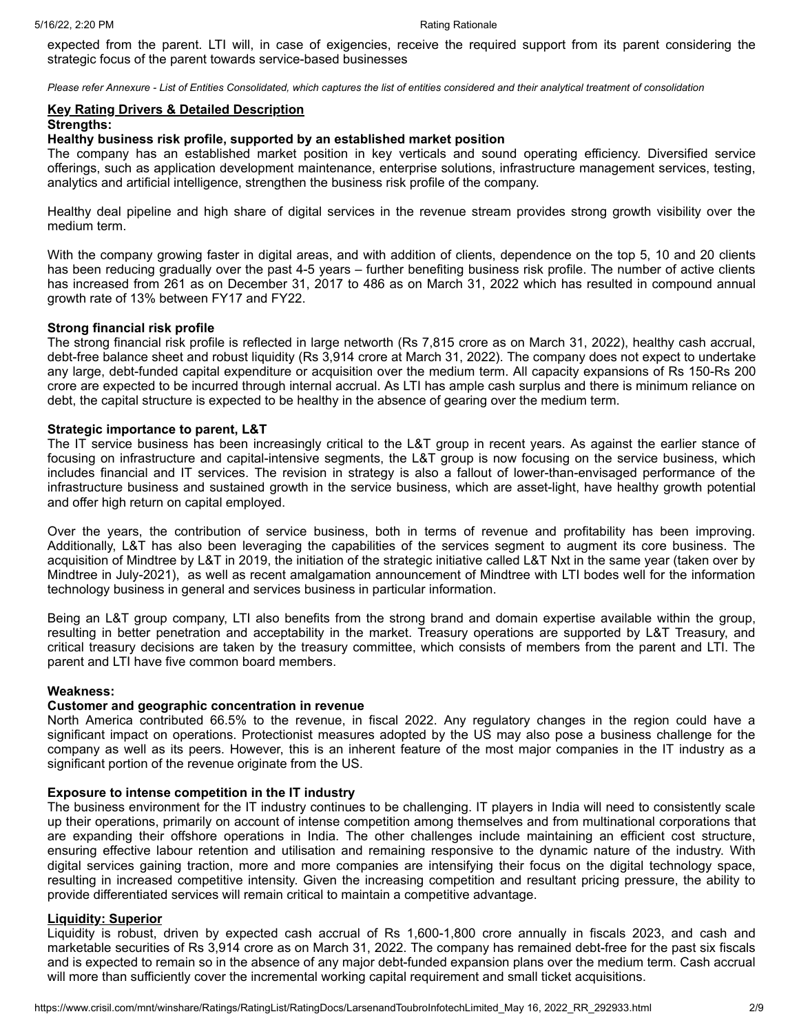expected from the parent. LTI will, in case of exigencies, receive the required support from its parent considering the strategic focus of the parent towards service-based businesses

*Please refer Annexure - List of Entities Consolidated, which captures the list of entities considered and their analytical treatment of consolidation*

## Key Rating Drivers & Detailed Description

**Strengths:**

**Healthy business risk profile, supported by an established market position**

The company has an established market position in key verticals and sound operating efficiency. Diversified service offerings, such as application development maintenance, enterprise solutions, infrastructure management services, testing, analytics and artificial intelligence, strengthen the business risk profile of the company.

Healthy deal pipeline and high share of digital services in the revenue stream provides strong growth visibility over the medium term.

With the company growing faster in digital areas, and with addition of clients, dependence on the top 5, 10 and 20 clients has been reducing gradually over the past 4-5 years – further benefiting business risk profile. The number of active clients has increased from 261 as on December 31, 2017 to 486 as on March 31, 2022 which has resulted in compound annual growth rate of 13% between FY17 and FY22.

**Strong financial risk profile**

The strong financial risk profile is reflected in large networth (Rs 7,815 crore as on March 31, 2022), healthy cash accrual, debt-free balance sheet and robust liquidity (Rs 3,914 crore at March 31, 2022). The company does not expect to undertake any large, debt-funded capital expenditure or acquisition over the medium term. All capacity expansions of Rs 150-Rs 200 crore are expected to be incurred through internal accrual. As LTI has ample cash surplus and there is minimum reliance on debt, the capital structure is expected to be healthy in the absence of gearing over the medium term.

**Strategic importance to parent, L&T**

The IT service business has been increasingly critical to the L&T group in recent years. As against the earlier stance of focusing on infrastructure and capital-intensive segments, the L&T group is now focusing on the service business, which includes financial and IT services. The revision in strategy is also a fallout of lower-than-envisaged performance of the infrastructure business and sustained growth in the service business, which are asset-light, have healthy growth potential and offer high return on capital employed.

Over the years, the contribution of service business, both in terms of revenue and profitability has been improving. Additionally, L&T has also been leveraging the capabilities of the services segment to augment its core business. The acquisition of Mindtree by L&T in 2019, the initiation of the strategic initiative called L&T Nxt in the same year (taken over by Mindtree in July-2021), as well as recent amalgamation announcement of Mindtree with LTI bodes well for the information technology business in general and services business in particular information.

Being an L&T group company, LTI also benefits from the strong brand and domain expertise available within the group, resulting in better penetration and acceptability in the market. Treasury operations are supported by L&T Treasury, and critical treasury decisions are taken by the treasury committee, which consists of members from the parent and LTI. The parent and LTI have five common board members.

**Weakness:**

**Customer and geographic concentration in revenue**

North America contributed 66.5% to the revenue, in fiscal 2022. Any regulatory changes in the region could have a significant impact on operations. Protectionist measures adopted by the US may also pose a business challenge for the company as well as its peers. However, this is an inherent feature of the most major companies in the IT industry as a significant portion of the revenue originate from the US.

**Exposure to intense competition in the IT industry**

The business environment for the IT industry continues to be challenging. IT players in India will need to consistently scale up their operations, primarily on account of intense competition among themselves and from multinational corporations that are expanding their offshore operations in India. The other challenges include maintaining an efficient cost structure, ensuring effective labour retention and utilisation and remaining responsive to the dynamic nature of the industry. With digital services gaining traction, more and more companies are intensifying their focus on the digital technology space, resulting in increased competitive intensity. Given the increasing competition and resultant pricing pressure, the ability to provide differentiated services will remain critical to maintain a competitive advantage.

## Liquidity: Superior

Liquidity is robust, driven by expected cash accrual of Rs 1,600-1,800 crore annually in fiscals 2023, and cash and marketable securities of Rs 3,914 crore as on March 31, 2022. The company has remained debt-free for the past six fiscals and is expected to remain so in the absence of any major debt-funded expansion plans over the medium term. Cash accrual will more than sufficiently cover the incremental working capital requirement and small ticket acquisitions.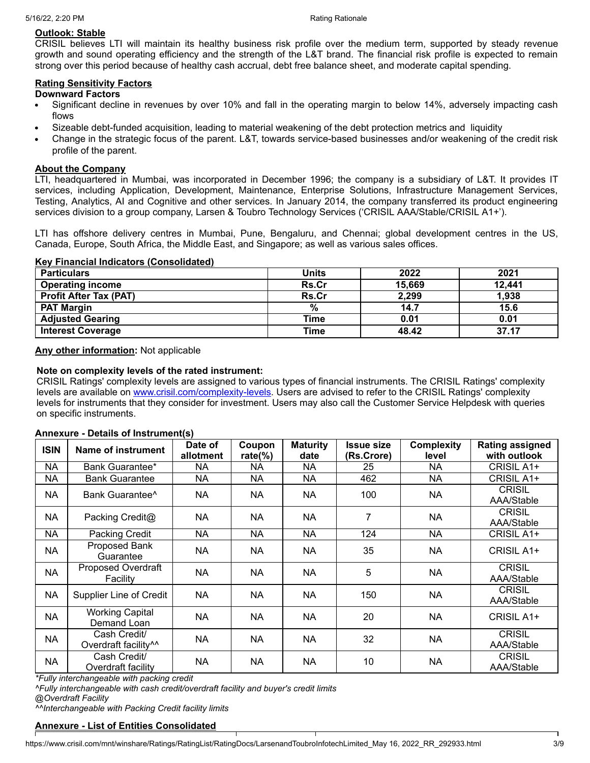**Outlook: Stable**

CRISIL believes LTI will maintain its healthy business risk profile over the medium term, supported by steady revenue growth and sound operating efficiency and the strength of the L&T brand. The financial risk profile is expected to remain strong over this period because of healthy cash accrual, debt free balance sheet, and moderate capital spending.

**Rating Sensitivity Factors**

**Downward Factors**

- Significant decline in revenues by over 10% and fall in the operating margin to below 14%, adversely impacting cash flows
- Sizeable debt-funded acquisition, leading to material weakening of the debt protection metrics and liquidity
- Change in the strategic focus of the parent. L&T, towards service-based businesses and/or weakening of the credit risk profile of the parent.

**About the Company**

LTI, headquartered in Mumbai, was incorporated in December 1996; the company is a subsidiary of L&T. It provides IT services, including Application, Development, Maintenance, Enterprise Solutions, Infrastructure Management Services, Testing, Analytics, AI and Cognitive and other services. In January 2014, the company transferred its product engineering services division to a group company, Larsen & Toubro Technology Services ('CRISIL AAA/Stable/CRISIL A1+').

LTI has offshore delivery centres in Mumbai, Pune, Bengaluru, and Chennai; global development centres in the US, Canada, Europe, South Africa, the Middle East, and Singapore; as well as various sales offices.

**Key Financial Indicators (Consolidated)**

| Particulars | Units | 2022 | 2021 |
|---|---|---|---|
| Operating income | Rs.Cr | 15,669 | 12,441 |
| Profit After Tax (PAT) | Rs.Cr | 2,299 | 1,938 |
| PAT Margin | % | 14.7 | 15.6 |
| Adjusted Gearing | Time | 0.01 | 0.01 |
| Interest Coverage | Time | 48.42 | 37.17 |

**Any other information:** Not applicable

**Note on complexity levels of the rated instrument:**

CRISIL Ratings' complexity levels are assigned to various types of financial instruments. The CRISIL Ratings' complexity levels are available on [www.crisil.com/complexity-levels](www.crisil.com/complexity-levels). Users are advised to refer to the CRISIL Ratings' complexity levels for instruments that they consider for investment. Users may also call the Customer Service Helpdesk with queries on specific instruments.

**Annexure - Details of Instrument(s)**

| ISIN | Name of instrument | Date of allotment | Coupon rate(%) | Maturity date | Issue size (Rs.Crore) | Complexity level | Rating assigned with outlook |
|---|---|---|---|---|---|---|---|
| NA | Bank Guarantee* | NA | NA | NA | 25 | NA | CRISIL A1+ |
| NA | Bank Guarantee | NA | NA | NA | 462 | NA | CRISIL A1+ |
| NA | Bank Guarantee^ | NA | NA | NA | 100 | NA | CRISIL AAA/Stable |
| NA | Packing Credit@ | NA | NA | NA | 7 | NA | CRISIL AAA/Stable |
| NA | Packing Credit | NA | NA | NA | 124 | NA | CRISIL A1+ |
| NA | Proposed Bank Guarantee | NA | NA | NA | 35 | NA | CRISIL A1+ |
| NA | Proposed Overdraft Facility | NA | NA | NA | 5 | NA | CRISIL AAA/Stable |
| NA | Supplier Line of Credit | NA | NA | NA | 150 | NA | CRISIL AAA/Stable |
| NA | Working Capital Demand Loan | NA | NA | NA | 20 | NA | CRISIL A1+ |
| NA | Cash Credit/ Overdraft facility^^ | NA | NA | NA | 32 | NA | CRISIL AAA/Stable |
| NA | Cash Credit/ Overdraft facility | NA | NA | NA | 10 | NA | CRISIL AAA/Stable |

*\*Fully interchangeable with packing credit*

*^Fully interchangeable with cash credit/overdraft facility and buyer's credit limits*

*@Overdraft Facility*

*^^Interchangeable with Packing Credit facility limits*

**Annexure - List of Entities Consolidated**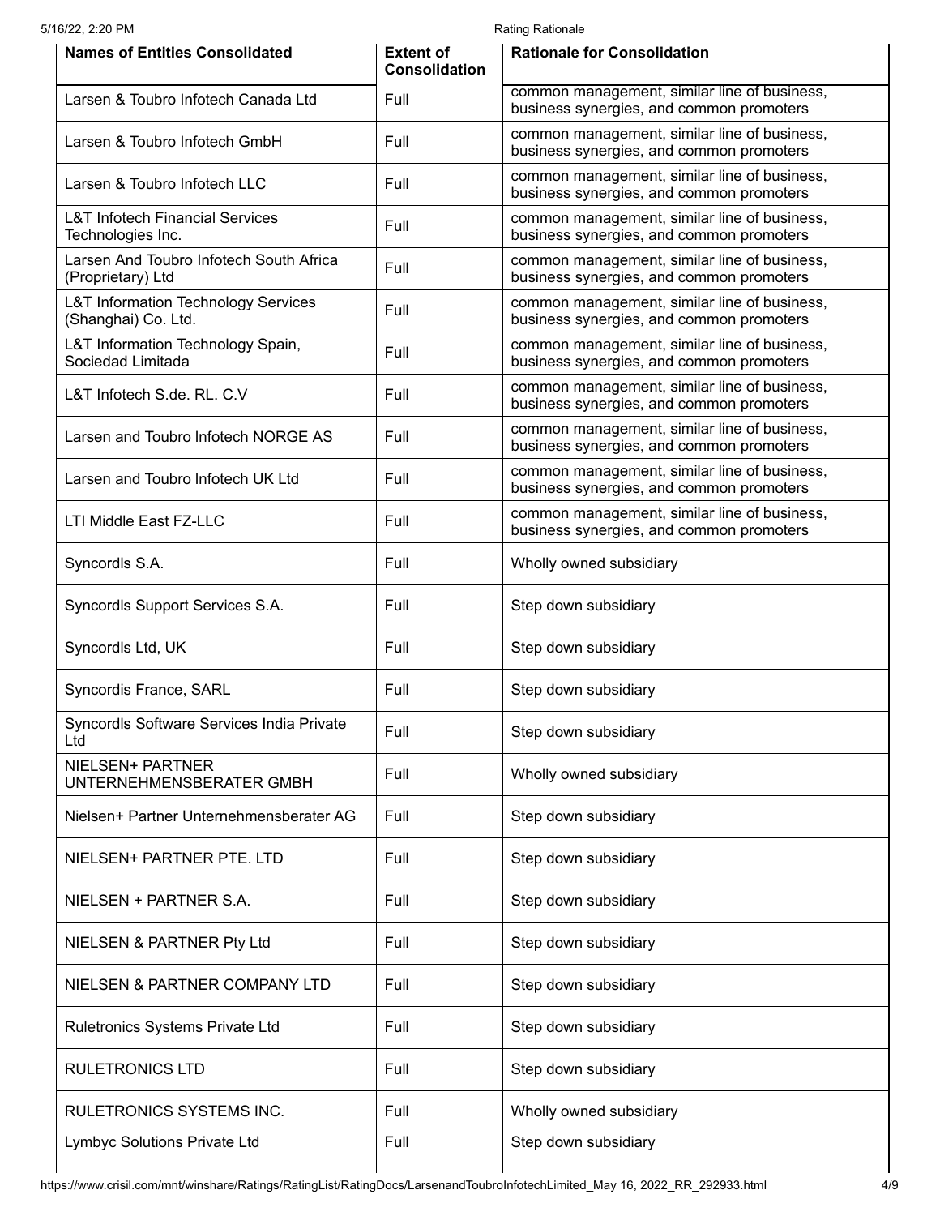| Names of Entities Consolidated | Extent of Consolidation | Rationale for Consolidation |
|---|---|---|
| Larsen & Toubro Infotech Canada Ltd | Full | common management, similar line of business, business synergies, and common promoters |
| Larsen & Toubro Infotech GmbH | Full | common management, similar line of business, business synergies, and common promoters |
| Larsen & Toubro Infotech LLC | Full | common management, similar line of business, business synergies, and common promoters |
| L&T Infotech Financial Services Technologies Inc. | Full | common management, similar line of business, business synergies, and common promoters |
| Larsen And Toubro Infotech South Africa (Proprietary) Ltd | Full | common management, similar line of business, business synergies, and common promoters |
| L&T Information Technology Services (Shanghai) Co. Ltd. | Full | common management, similar line of business, business synergies, and common promoters |
| L&T Information Technology Spain, Sociedad Limitada | Full | common management, similar line of business, business synergies, and common promoters |
| L&T Infotech S.de. RL. C.V | Full | common management, similar line of business, business synergies, and common promoters |
| Larsen and Toubro Infotech NORGE AS | Full | common management, similar line of business, business synergies, and common promoters |
| Larsen and Toubro Infotech UK Ltd | Full | common management, similar line of business, business synergies, and common promoters |
| LTI Middle East FZ-LLC | Full | common management, similar line of business, business synergies, and common promoters |
| Syncordls S.A. | Full | Wholly owned subsidiary |
| Syncordls Support Services S.A. | Full | Step down subsidiary |
| Syncordls Ltd, UK | Full | Step down subsidiary |
| Syncordis France, SARL | Full | Step down subsidiary |
| Syncordls Software Services India Private Ltd | Full | Step down subsidiary |
| NIELSEN+ PARTNER UNTERNEHMENSBERATER GMBH | Full | Wholly owned subsidiary |
| Nielsen+ Partner Unternehmensberater AG | Full | Step down subsidiary |
| NIELSEN+ PARTNER PTE. LTD | Full | Step down subsidiary |
| NIELSEN + PARTNER S.A. | Full | Step down subsidiary |
| NIELSEN & PARTNER Pty Ltd | Full | Step down subsidiary |
| NIELSEN & PARTNER COMPANY LTD | Full | Step down subsidiary |
| Ruletronics Systems Private Ltd | Full | Step down subsidiary |
| RULETRONICS LTD | Full | Step down subsidiary |
| RULETRONICS SYSTEMS INC. | Full | Wholly owned subsidiary |
| Lymbyc Solutions Private Ltd | Full | Step down subsidiary |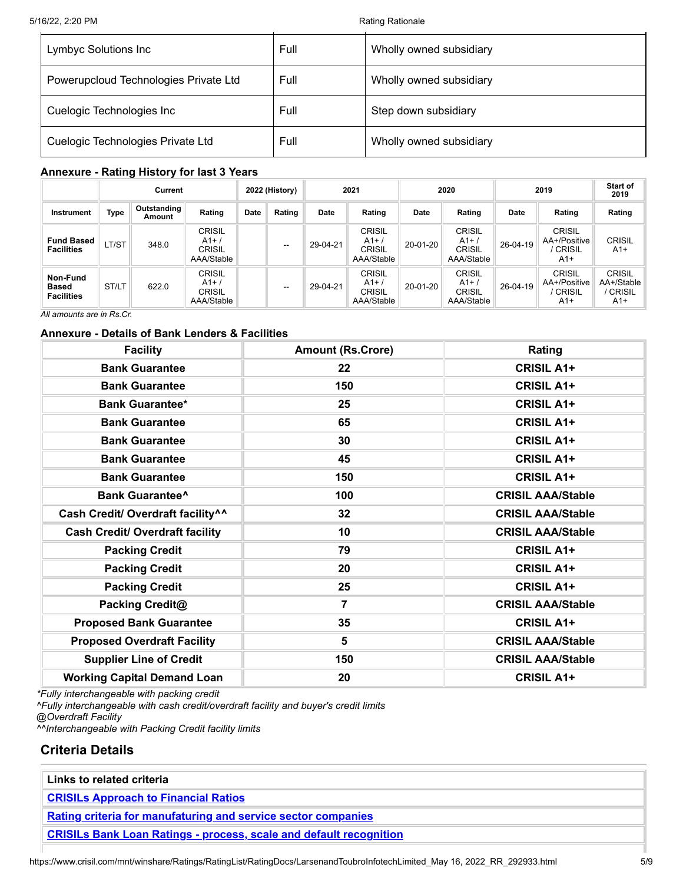| Lymbyc Solutions Inc | Full | Wholly owned subsidiary |
|---|---|---|
| Powerupcloud Technologies Private Ltd | Full | Wholly owned subsidiary |
| Cuelogic Technologies Inc | Full | Step down subsidiary |
| Cuelogic Technologies Private Ltd | Full | Wholly owned subsidiary |

**Annexure - Rating History for last 3 Years**

| | Current | | | 2022 (History) | | 2021 | | 2020 | | 2019 | | Start of 2019 |
|---|---|---|---|---|---|---|---|---|---|---|---|---|
| **Instrument** | **Type** | **Outstanding Amount** | **Rating** | **Date** | **Rating** | **Date** | **Rating** | **Date** | **Rating** | **Date** | **Rating** | **Rating** |
| **Fund Based Facilities** | LT/ST | 348.0 | CRISIL A1+ / CRISIL AAA/Stable | | -- | 29-04-21 | CRISIL A1+ / CRISIL AAA/Stable | 20-01-20 | CRISIL A1+ / CRISIL AAA/Stable | 26-04-19 | CRISIL AA+/Positive / CRISIL A1+ | CRISIL A1+ |
| **Non-Fund Based Facilities** | ST/LT | 622.0 | CRISIL A1+ / CRISIL AAA/Stable | | -- | 29-04-21 | CRISIL A1+ / CRISIL AAA/Stable | 20-01-20 | CRISIL A1+ / CRISIL AAA/Stable | 26-04-19 | CRISIL AA+/Positive / CRISIL A1+ | CRISIL AA+/Stable / CRISIL A1+ |

*All amounts are in Rs.Cr.*

**Annexure - Details of Bank Lenders & Facilities**

| Facility | Amount (Rs.Crore) | Rating |
|---|---|---|
| Bank Guarantee | 22 | CRISIL A1+ |
| Bank Guarantee | 150 | CRISIL A1+ |
| Bank Guarantee* | 25 | CRISIL A1+ |
| Bank Guarantee | 65 | CRISIL A1+ |
| Bank Guarantee | 30 | CRISIL A1+ |
| Bank Guarantee | 45 | CRISIL A1+ |
| Bank Guarantee | 150 | CRISIL A1+ |
| Bank Guarantee^ | 100 | CRISIL AAA/Stable |
| Cash Credit/ Overdraft facility^^ | 32 | CRISIL AAA/Stable |
| Cash Credit/ Overdraft facility | 10 | CRISIL AAA/Stable |
| Packing Credit | 79 | CRISIL A1+ |
| Packing Credit | 20 | CRISIL A1+ |
| Packing Credit | 25 | CRISIL A1+ |
| Packing Credit@ | 7 | CRISIL AAA/Stable |
| Proposed Bank Guarantee | 35 | CRISIL A1+ |
| Proposed Overdraft Facility | 5 | CRISIL AAA/Stable |
| Supplier Line of Credit | 150 | CRISIL AAA/Stable |
| Working Capital Demand Loan | 20 | CRISIL A1+ |

*Fully interchangeable with packing credit
^Fully interchangeable with cash credit/overdraft facility and buyer's credit limits
@Overdraft Facility
^^Interchangeable with Packing Credit facility limits

## Criteria Details

| Links to related criteria |
|---|
| CRISILs Approach to Financial Ratios |
| Rating criteria for manufaturing and service sector companies |
| CRISILs Bank Loan Ratings - process, scale and default recognition |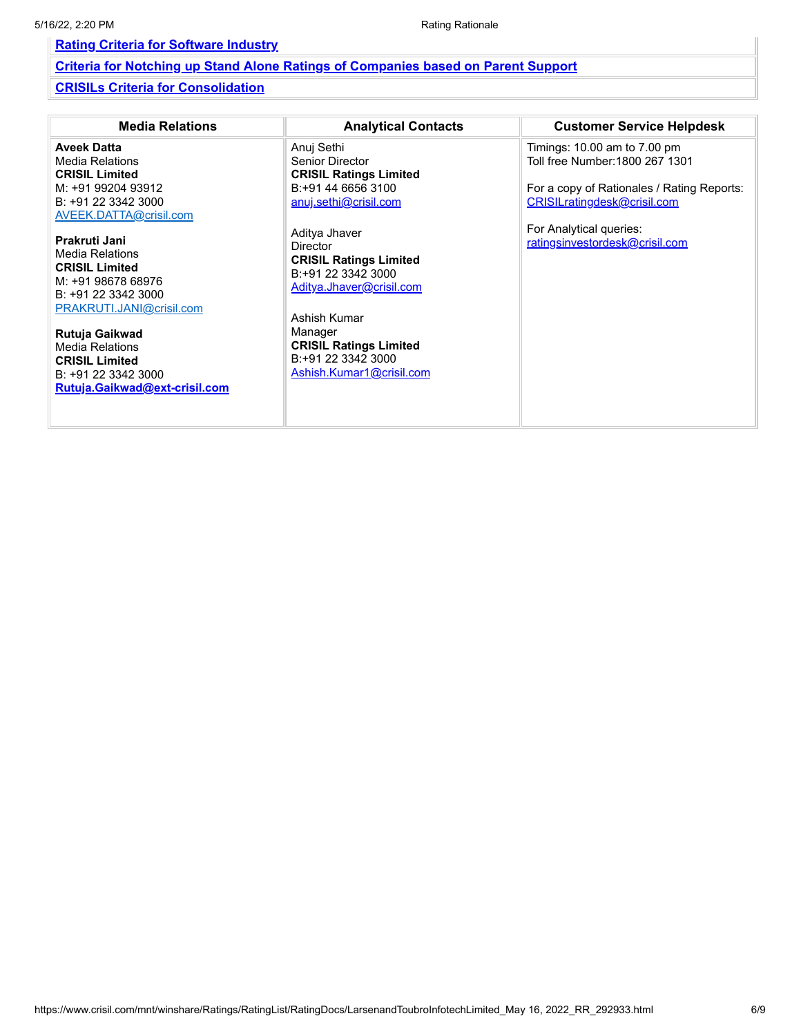| [Rating Criteria for Software Industry](#) |
|---|
| [Criteria for Notching up Stand Alone Ratings of Companies based on Parent Support](#) |
| [CRISILs Criteria for Consolidation](#) |

| Media Relations | Analytical Contacts | Customer Service Helpdesk |
|---|---|---|
| **Aveek Datta**<br>Media Relations<br>**CRISIL Limited**<br>M: +91 99204 93912<br>B: +91 22 3342 3000<br>AVEEK.DATTA@crisil.com<br><br>**Prakruti Jani**<br>Media Relations<br>**CRISIL Limited**<br>M: +91 98678 68976<br>B: +91 22 3342 3000<br>PRAKRUTI.JANI@crisil.com<br><br>**Rutuja Gaikwad**<br>Media Relations<br>**CRISIL Limited**<br>B: +91 22 3342 3000<br>**Rutuja.Gaikwad@ext-crisil.com** | Anuj Sethi<br>Senior Director<br>**CRISIL Ratings Limited**<br>B:+91 44 6656 3100<br>anuj.sethi@crisil.com<br><br>Aditya Jhaver<br>Director<br>**CRISIL Ratings Limited**<br>B:+91 22 3342 3000<br>Aditya.Jhaver@crisil.com<br><br>Ashish Kumar<br>Manager<br>**CRISIL Ratings Limited**<br>B:+91 22 3342 3000<br>Ashish.Kumar1@crisil.com | Timings: 10.00 am to 7.00 pm<br>Toll free Number:1800 267 1301<br><br>For a copy of Rationales / Rating Reports:<br>CRISILratingdesk@crisil.com<br><br>For Analytical queries:<br>ratingsinvestordesk@crisil.com |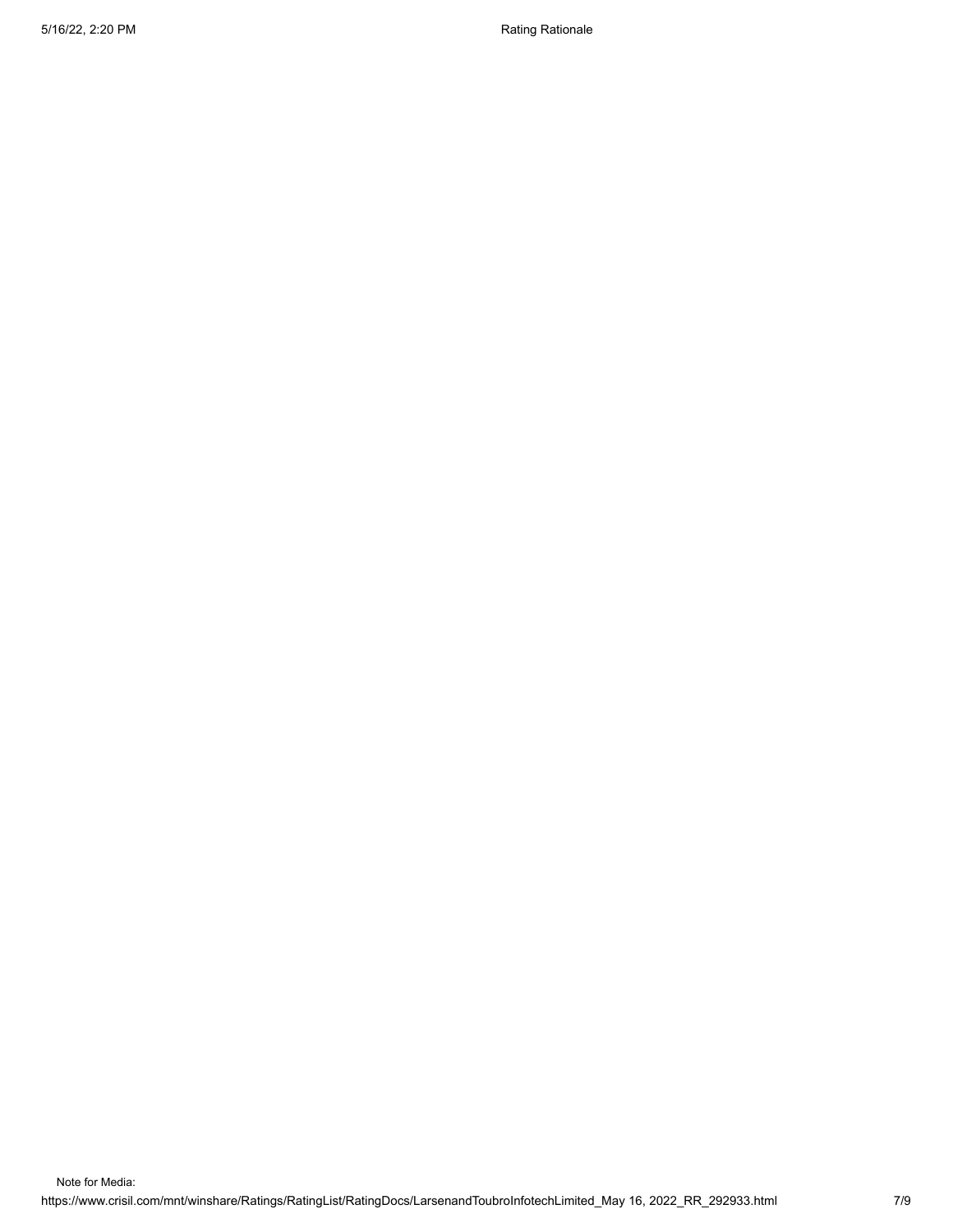Note for Media: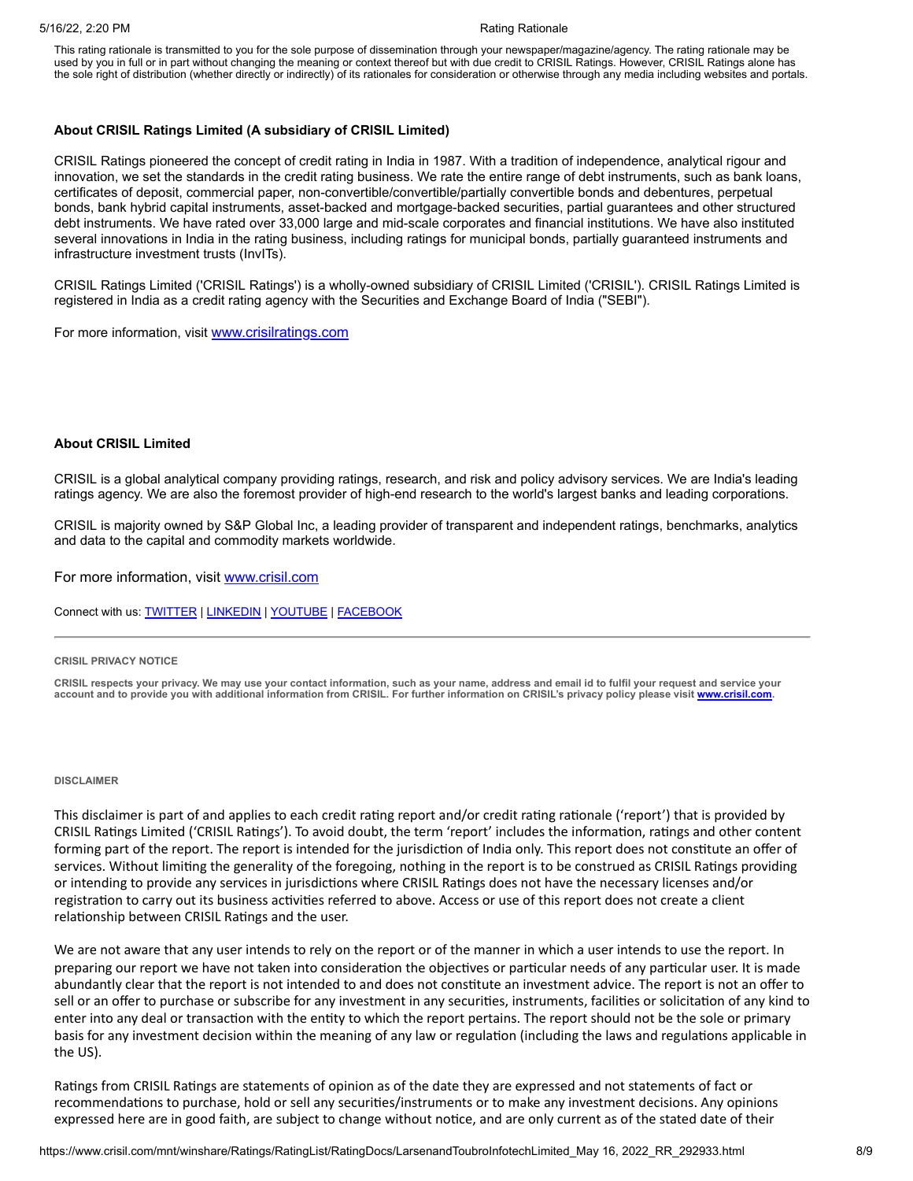This rating rationale is transmitted to you for the sole purpose of dissemination through your newspaper/magazine/agency. The rating rationale may be used by you in full or in part without changing the meaning or context thereof but with due credit to CRISIL Ratings. However, CRISIL Ratings alone has the sole right of distribution (whether directly or indirectly) of its rationales for consideration or otherwise through any media including websites and portals.

**About CRISIL Ratings Limited (A subsidiary of CRISIL Limited)**

CRISIL Ratings pioneered the concept of credit rating in India in 1987. With a tradition of independence, analytical rigour and innovation, we set the standards in the credit rating business. We rate the entire range of debt instruments, such as bank loans, certificates of deposit, commercial paper, non-convertible/convertible/partially convertible bonds and debentures, perpetual bonds, bank hybrid capital instruments, asset-backed and mortgage-backed securities, partial guarantees and other structured debt instruments. We have rated over 33,000 large and mid-scale corporates and financial institutions. We have also instituted several innovations in India in the rating business, including ratings for municipal bonds, partially guaranteed instruments and infrastructure investment trusts (InvITs).

CRISIL Ratings Limited ('CRISIL Ratings') is a wholly-owned subsidiary of CRISIL Limited ('CRISIL'). CRISIL Ratings Limited is registered in India as a credit rating agency with the Securities and Exchange Board of India ("SEBI").

For more information, visit www.crisilratings.com

**About CRISIL Limited**

CRISIL is a global analytical company providing ratings, research, and risk and policy advisory services. We are India's leading ratings agency. We are also the foremost provider of high-end research to the world's largest banks and leading corporations.

CRISIL is majority owned by S&P Global Inc, a leading provider of transparent and independent ratings, benchmarks, analytics and data to the capital and commodity markets worldwide.

For more information, visit www.crisil.com

Connect with us: TWITTER | LINKEDIN | YOUTUBE | FACEBOOK

**CRISIL PRIVACY NOTICE**

**CRISIL respects your privacy. We may use your contact information, such as your name, address and email id to fulfil your request and service your account and to provide you with additional information from CRISIL. For further information on CRISIL's privacy policy please visit www.crisil.com.**

**DISCLAIMER**

This disclaimer is part of and applies to each credit rating report and/or credit rating rationale ('report') that is provided by CRISIL Ratings Limited ('CRISIL Ratings'). To avoid doubt, the term 'report' includes the information, ratings and other content forming part of the report. The report is intended for the jurisdiction of India only. This report does not constitute an offer of services. Without limiting the generality of the foregoing, nothing in the report is to be construed as CRISIL Ratings providing or intending to provide any services in jurisdictions where CRISIL Ratings does not have the necessary licenses and/or registration to carry out its business activities referred to above. Access or use of this report does not create a client relationship between CRISIL Ratings and the user.

We are not aware that any user intends to rely on the report or of the manner in which a user intends to use the report. In preparing our report we have not taken into consideration the objectives or particular needs of any particular user. It is made abundantly clear that the report is not intended to and does not constitute an investment advice. The report is not an offer to sell or an offer to purchase or subscribe for any investment in any securities, instruments, facilities or solicitation of any kind to enter into any deal or transaction with the entity to which the report pertains. The report should not be the sole or primary basis for any investment decision within the meaning of any law or regulation (including the laws and regulations applicable in the US).

Ratings from CRISIL Ratings are statements of opinion as of the date they are expressed and not statements of fact or recommendations to purchase, hold or sell any securities/instruments or to make any investment decisions. Any opinions expressed here are in good faith, are subject to change without notice, and are only current as of the stated date of their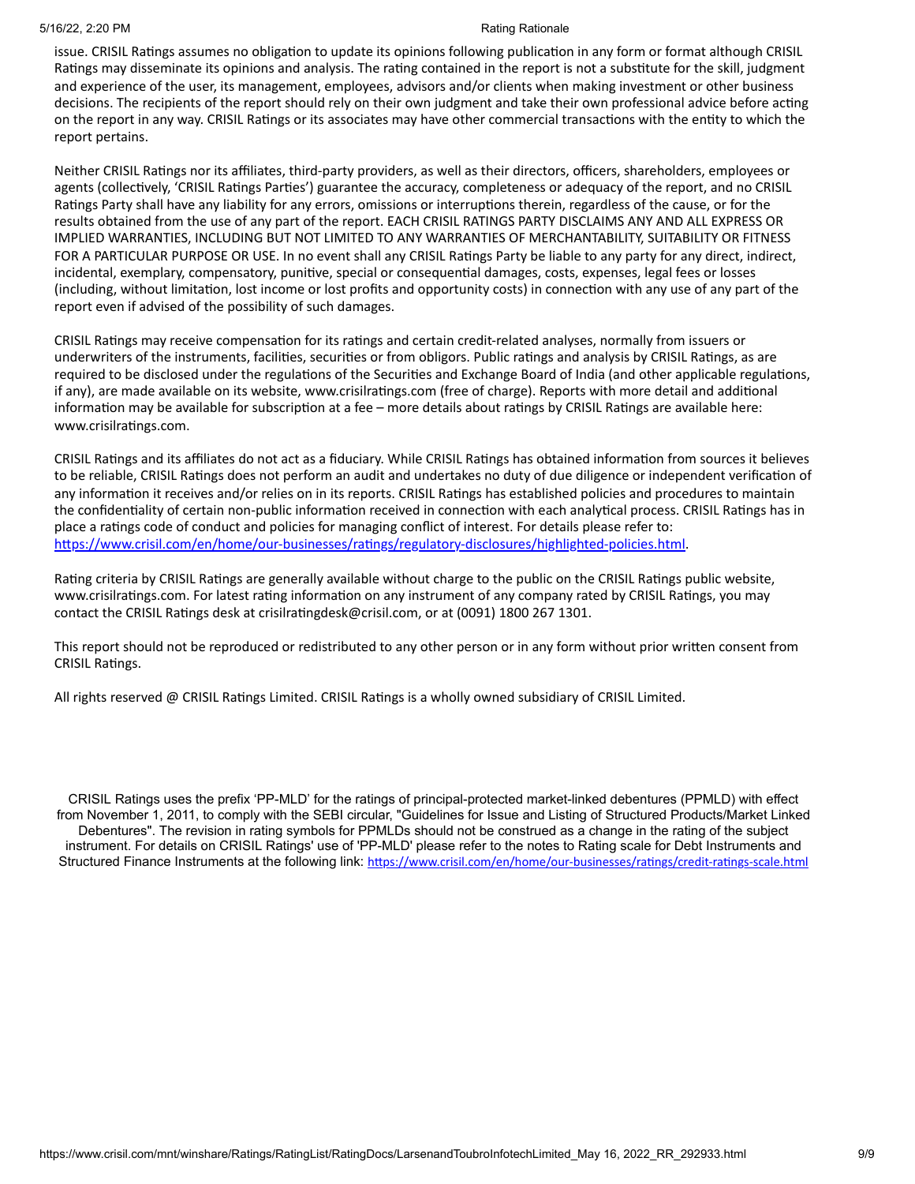issue. CRISIL Ratings assumes no obligation to update its opinions following publication in any form or format although CRISIL Ratings may disseminate its opinions and analysis. The rating contained in the report is not a substitute for the skill, judgment and experience of the user, its management, employees, advisors and/or clients when making investment or other business decisions. The recipients of the report should rely on their own judgment and take their own professional advice before acting on the report in any way. CRISIL Ratings or its associates may have other commercial transactions with the entity to which the report pertains.

Neither CRISIL Ratings nor its affiliates, third-party providers, as well as their directors, officers, shareholders, employees or agents (collectively, 'CRISIL Ratings Parties') guarantee the accuracy, completeness or adequacy of the report, and no CRISIL Ratings Party shall have any liability for any errors, omissions or interruptions therein, regardless of the cause, or for the results obtained from the use of any part of the report. EACH CRISIL RATINGS PARTY DISCLAIMS ANY AND ALL EXPRESS OR IMPLIED WARRANTIES, INCLUDING BUT NOT LIMITED TO ANY WARRANTIES OF MERCHANTABILITY, SUITABILITY OR FITNESS FOR A PARTICULAR PURPOSE OR USE. In no event shall any CRISIL Ratings Party be liable to any party for any direct, indirect, incidental, exemplary, compensatory, punitive, special or consequential damages, costs, expenses, legal fees or losses (including, without limitation, lost income or lost profits and opportunity costs) in connection with any use of any part of the report even if advised of the possibility of such damages.

CRISIL Ratings may receive compensation for its ratings and certain credit-related analyses, normally from issuers or underwriters of the instruments, facilities, securities or from obligors. Public ratings and analysis by CRISIL Ratings, as are required to be disclosed under the regulations of the Securities and Exchange Board of India (and other applicable regulations, if any), are made available on its website, www.crisilratings.com (free of charge). Reports with more detail and additional information may be available for subscription at a fee – more details about ratings by CRISIL Ratings are available here: www.crisilratings.com.

CRISIL Ratings and its affiliates do not act as a fiduciary. While CRISIL Ratings has obtained information from sources it believes to be reliable, CRISIL Ratings does not perform an audit and undertakes no duty of due diligence or independent verification of any information it receives and/or relies on in its reports. CRISIL Ratings has established policies and procedures to maintain the confidentiality of certain non-public information received in connection with each analytical process. CRISIL Ratings has in place a ratings code of conduct and policies for managing conflict of interest. For details please refer to: https://www.crisil.com/en/home/our-businesses/ratings/regulatory-disclosures/highlighted-policies.html.

Rating criteria by CRISIL Ratings are generally available without charge to the public on the CRISIL Ratings public website, www.crisilratings.com. For latest rating information on any instrument of any company rated by CRISIL Ratings, you may contact the CRISIL Ratings desk at crisilratingdesk@crisil.com, or at (0091) 1800 267 1301.

This report should not be reproduced or redistributed to any other person or in any form without prior written consent from CRISIL Ratings.

All rights reserved @ CRISIL Ratings Limited. CRISIL Ratings is a wholly owned subsidiary of CRISIL Limited.

CRISIL Ratings uses the prefix 'PP-MLD' for the ratings of principal-protected market-linked debentures (PPMLD) with effect from November 1, 2011, to comply with the SEBI circular, "Guidelines for Issue and Listing of Structured Products/Market Linked Debentures". The revision in rating symbols for PPMLDs should not be construed as a change in the rating of the subject instrument. For details on CRISIL Ratings' use of 'PP-MLD' please refer to the notes to Rating scale for Debt Instruments and Structured Finance Instruments at the following link: https://www.crisil.com/en/home/our-businesses/ratings/credit-ratings-scale.html